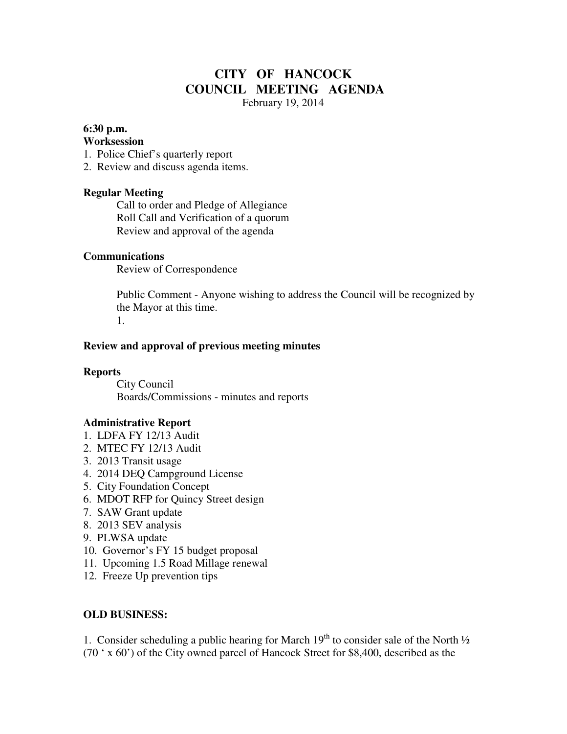# CITY OF HANCOCK
## COUNCIL MEETING AGENDA

February 19, 2014

**6:30 p.m.**
**Worksession**

1. Police Chief's quarterly report
2. Review and discuss agenda items.

**Regular Meeting**

Call to order and Pledge of Allegiance
Roll Call and Verification of a quorum
Review and approval of the agenda

**Communications**

Review of Correspondence

Public Comment - Anyone wishing to address the Council will be recognized by the Mayor at this time.
1.

**Review and approval of previous meeting minutes**

**Reports**

City Council
Boards/Commissions - minutes and reports

**Administrative Report**

1. LDFA FY 12/13 Audit
2. MTEC FY 12/13 Audit
3. 2013 Transit usage
4. 2014 DEQ Campground License
5. City Foundation Concept
6. MDOT RFP for Quincy Street design
7. SAW Grant update
8. 2013 SEV analysis
9. PLWSA update
10. Governor's FY 15 budget proposal
11. Upcoming 1.5 Road Millage renewal
12. Freeze Up prevention tips

**OLD BUSINESS:**

1. Consider scheduling a public hearing for March 19th to consider sale of the North ½ (70 ' x 60') of the City owned parcel of Hancock Street for $8,400, described as the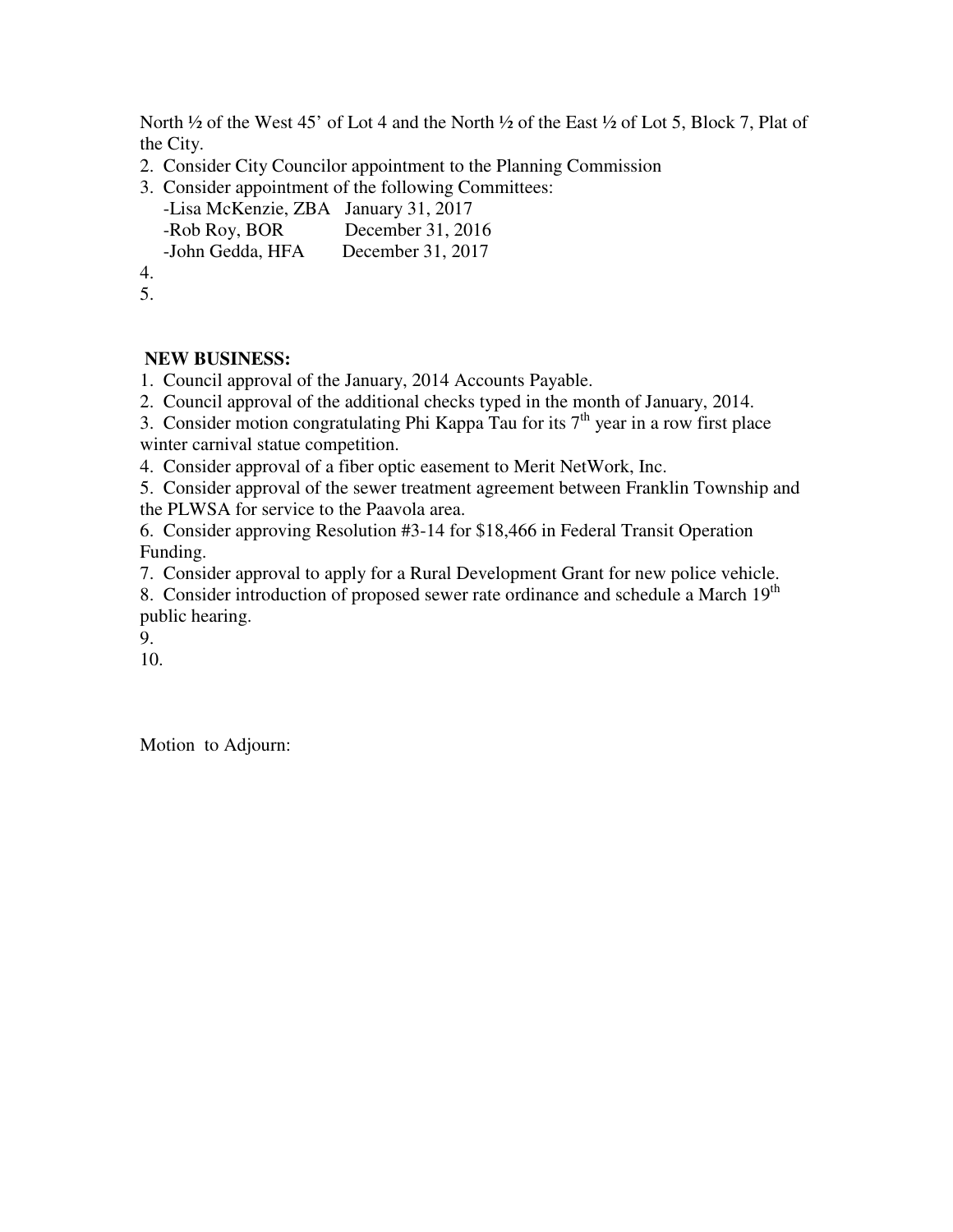North ½ of the West 45' of Lot 4 and the North ½ of the East ½ of Lot 5, Block 7, Plat of the City.

2. Consider City Councilor appointment to the Planning Commission
3. Consider appointment of the following Committees:
   - Lisa McKenzie, ZBA   January 31, 2017
   - Rob Roy, BOR   December 31, 2016
   - John Gedda, HFA   December 31, 2017
4. 
5. 

**NEW BUSINESS:**

1. Council approval of the January, 2014 Accounts Payable.
2. Council approval of the additional checks typed in the month of January, 2014.
3. Consider motion congratulating Phi Kappa Tau for its 7th year in a row first place winter carnival statue competition.
4. Consider approval of a fiber optic easement to Merit NetWork, Inc.
5. Consider approval of the sewer treatment agreement between Franklin Township and the PLWSA for service to the Paavola area.
6. Consider approving Resolution #3-14 for $18,466 in Federal Transit Operation Funding.
7. Consider approval to apply for a Rural Development Grant for new police vehicle.
8. Consider introduction of proposed sewer rate ordinance and schedule a March 19th public hearing.
9. 
10. 

Motion to Adjourn: